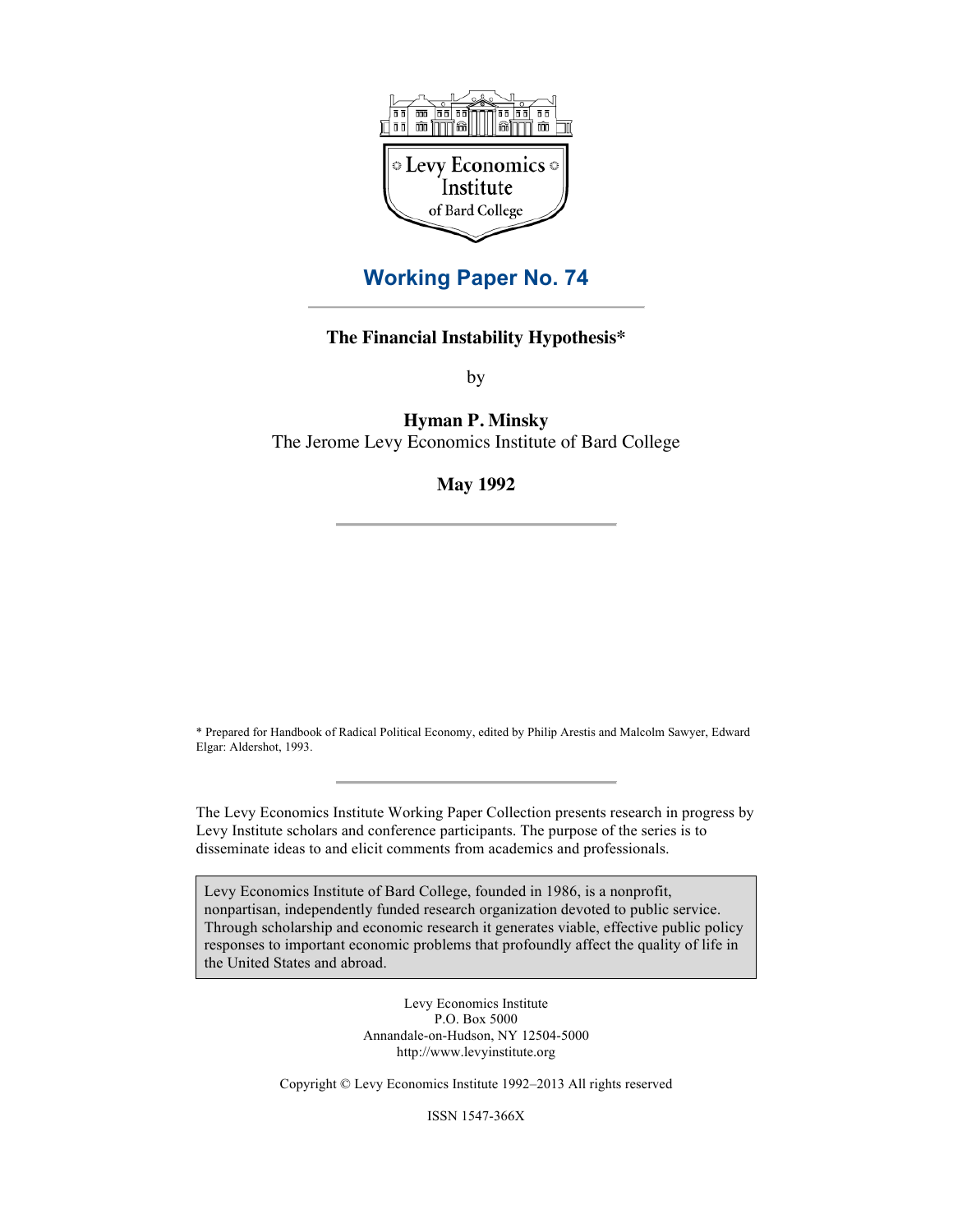Levy Economics Institute of Bard College

# Working Paper No. 74

## The Financial Instability Hypothesis*

by

**Hyman P. Minsky**
The Jerome Levy Economics Institute of Bard College

**May 1992**

\* Prepared for Handbook of Radical Political Economy, edited by Philip Arestis and Malcolm Sawyer, Edward Elgar: Aldershot, 1993.

The Levy Economics Institute Working Paper Collection presents research in progress by Levy Institute scholars and conference participants. The purpose of the series is to disseminate ideas to and elicit comments from academics and professionals.

Levy Economics Institute of Bard College, founded in 1986, is a nonprofit, nonpartisan, independently funded research organization devoted to public service. Through scholarship and economic research it generates viable, effective public policy responses to important economic problems that profoundly affect the quality of life in the United States and abroad.

Levy Economics Institute
P.O. Box 5000
Annandale-on-Hudson, NY 12504-5000
http://www.levyinstitute.org

Copyright © Levy Economics Institute 1992–2013 All rights reserved

ISSN 1547-366X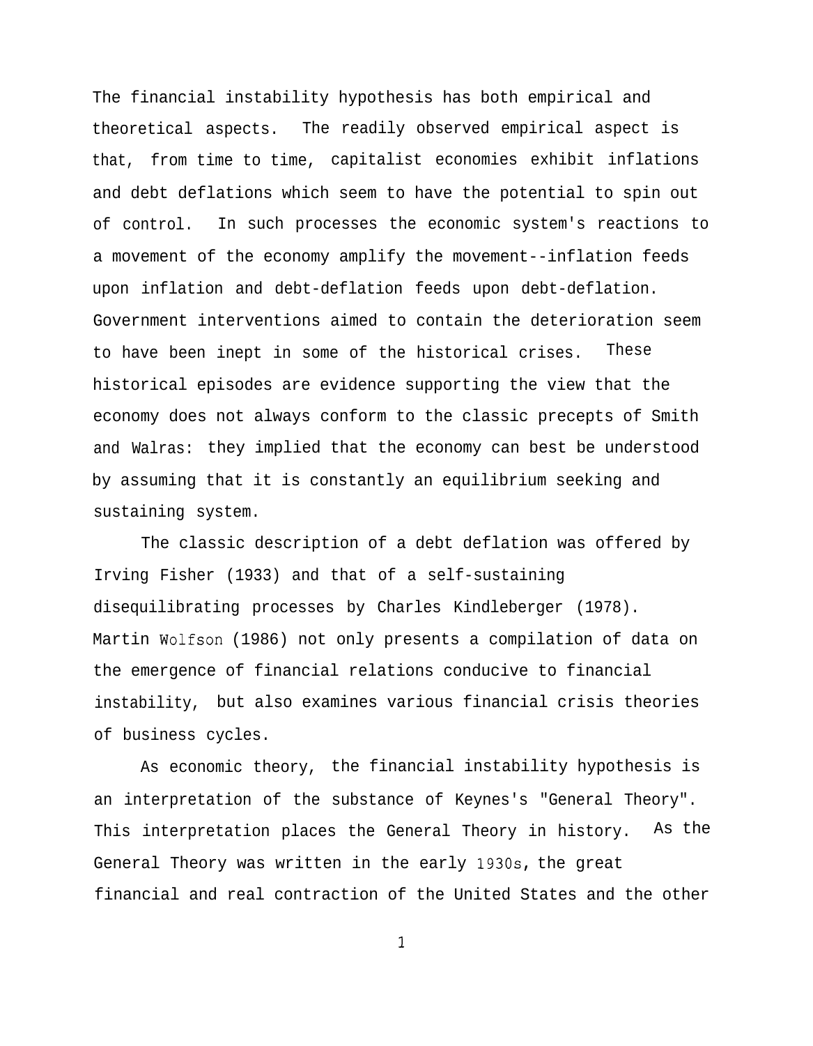The financial instability hypothesis has both empirical and theoretical aspects. The readily observed empirical aspect is that, from time to time, capitalist economies exhibit inflations and debt deflations which seem to have the potential to spin out of control. In such processes the economic system's reactions to a movement of the economy amplify the movement--inflation feeds upon inflation and debt-deflation feeds upon debt-deflation. Government interventions aimed to contain the deterioration seem to have been inept in some of the historical crises. These historical episodes are evidence supporting the view that the economy does not always conform to the classic precepts of Smith and Walras: they implied that the economy can best be understood by assuming that it is constantly an equilibrium seeking and sustaining system.

The classic description of a debt deflation was offered by Irving Fisher (1933) and that of a self-sustaining disequilibrating processes by Charles Kindleberger (1978). Martin Wolfson (1986) not only presents a compilation of data on the emergence of financial relations conducive to financial instability, but also examines various financial crisis theories of business cycles.

As economic theory, the financial instability hypothesis is an interpretation of the substance of Keynes's "General Theory". This interpretation places the General Theory in history. As the General Theory was written in the early 1930s, the great financial and real contraction of the United States and the other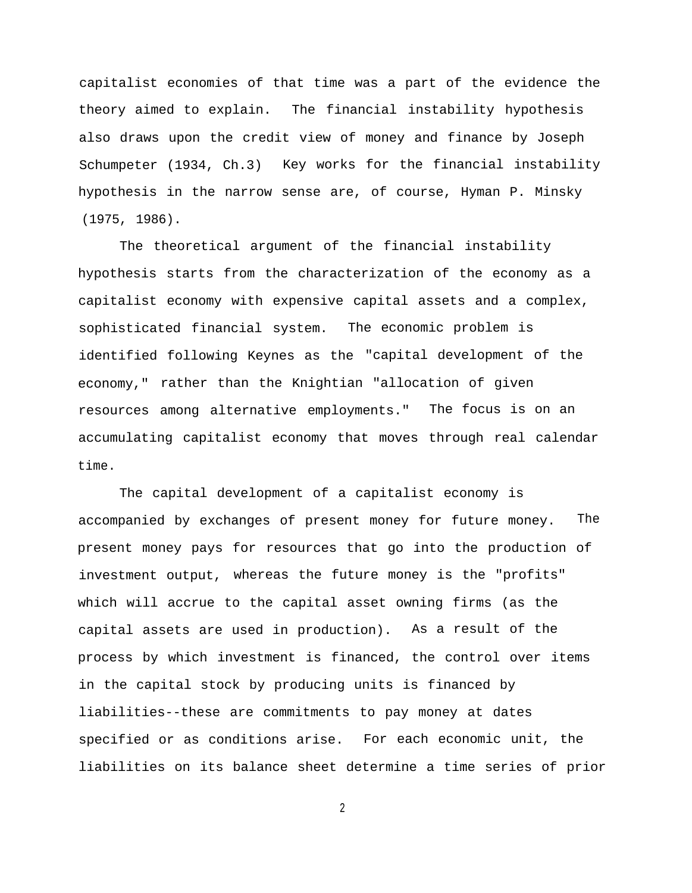capitalist economies of that time was a part of the evidence the theory aimed to explain. The financial instability hypothesis also draws upon the credit view of money and finance by Joseph Schumpeter (1934, Ch.3) Key works for the financial instability hypothesis in the narrow sense are, of course, Hyman P. Minsky (1975, 1986).

The theoretical argument of the financial instability hypothesis starts from the characterization of the economy as a capitalist economy with expensive capital assets and a complex, sophisticated financial system. The economic problem is identified following Keynes as the "capital development of the economy," rather than the Knightian "allocation of given resources among alternative employments." The focus is on an accumulating capitalist economy that moves through real calendar time.

The capital development of a capitalist economy is accompanied by exchanges of present money for future money. The present money pays for resources that go into the production of investment output, whereas the future money is the "profits" which will accrue to the capital asset owning firms (as the capital assets are used in production). As a result of the process by which investment is financed, the control over items in the capital stock by producing units is financed by liabilities--these are commitments to pay money at dates specified or as conditions arise. For each economic unit, the liabilities on its balance sheet determine a time series of prior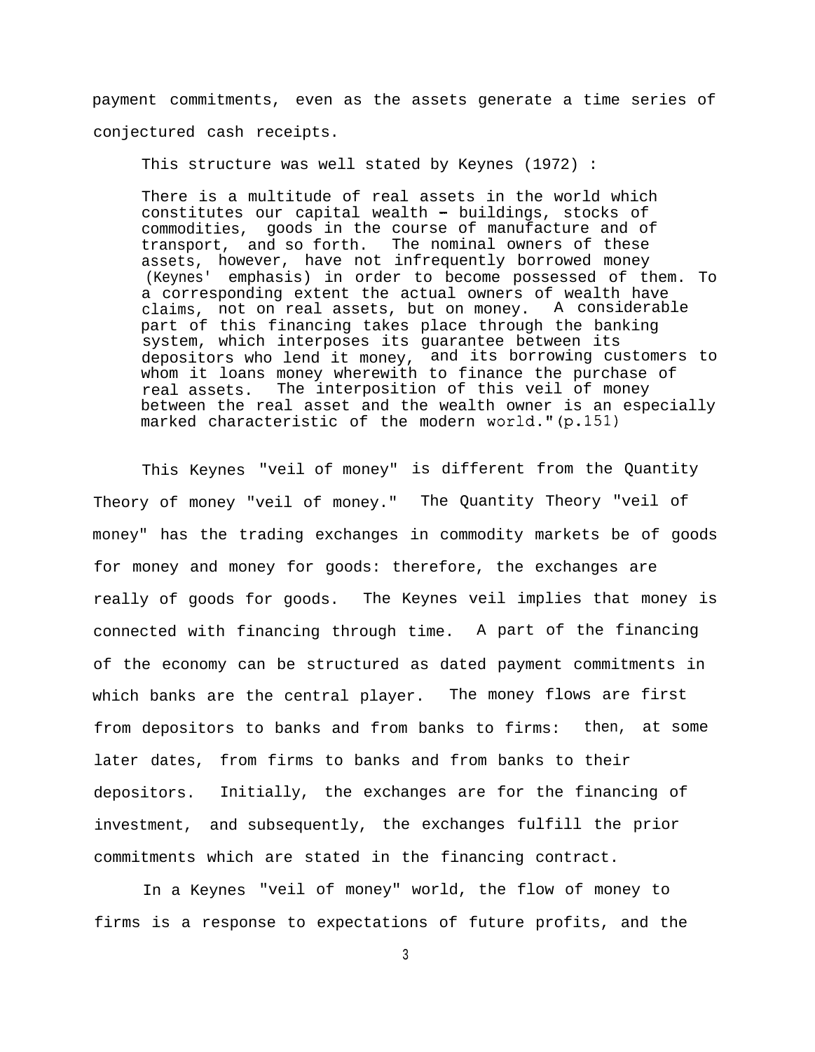payment commitments, even as the assets generate a time series of conjectured cash receipts.

This structure was well stated by Keynes (1972) :

> There is a multitude of real assets in the world which constitutes our capital wealth – buildings, stocks of commodities, goods in the course of manufacture and of transport, and so forth. The nominal owners of these assets, however, have not infrequently borrowed money (Keynes' emphasis) in order to become possessed of them. To a corresponding extent the actual owners of wealth have claims, not on real assets, but on money. A considerable part of this financing takes place through the banking system, which interposes its guarantee between its depositors who lend it money, and its borrowing customers to whom it loans money wherewith to finance the purchase of real assets. The interposition of this veil of money between the real asset and the wealth owner is an especially marked characteristic of the modern world."(p.151)

This Keynes "veil of money" is different from the Quantity Theory of money "veil of money." The Quantity Theory "veil of money" has the trading exchanges in commodity markets be of goods for money and money for goods: therefore, the exchanges are really of goods for goods. The Keynes veil implies that money is connected with financing through time. A part of the financing of the economy can be structured as dated payment commitments in which banks are the central player. The money flows are first from depositors to banks and from banks to firms: then, at some later dates, from firms to banks and from banks to their depositors. Initially, the exchanges are for the financing of investment, and subsequently, the exchanges fulfill the prior commitments which are stated in the financing contract.

In a Keynes "veil of money" world, the flow of money to firms is a response to expectations of future profits, and the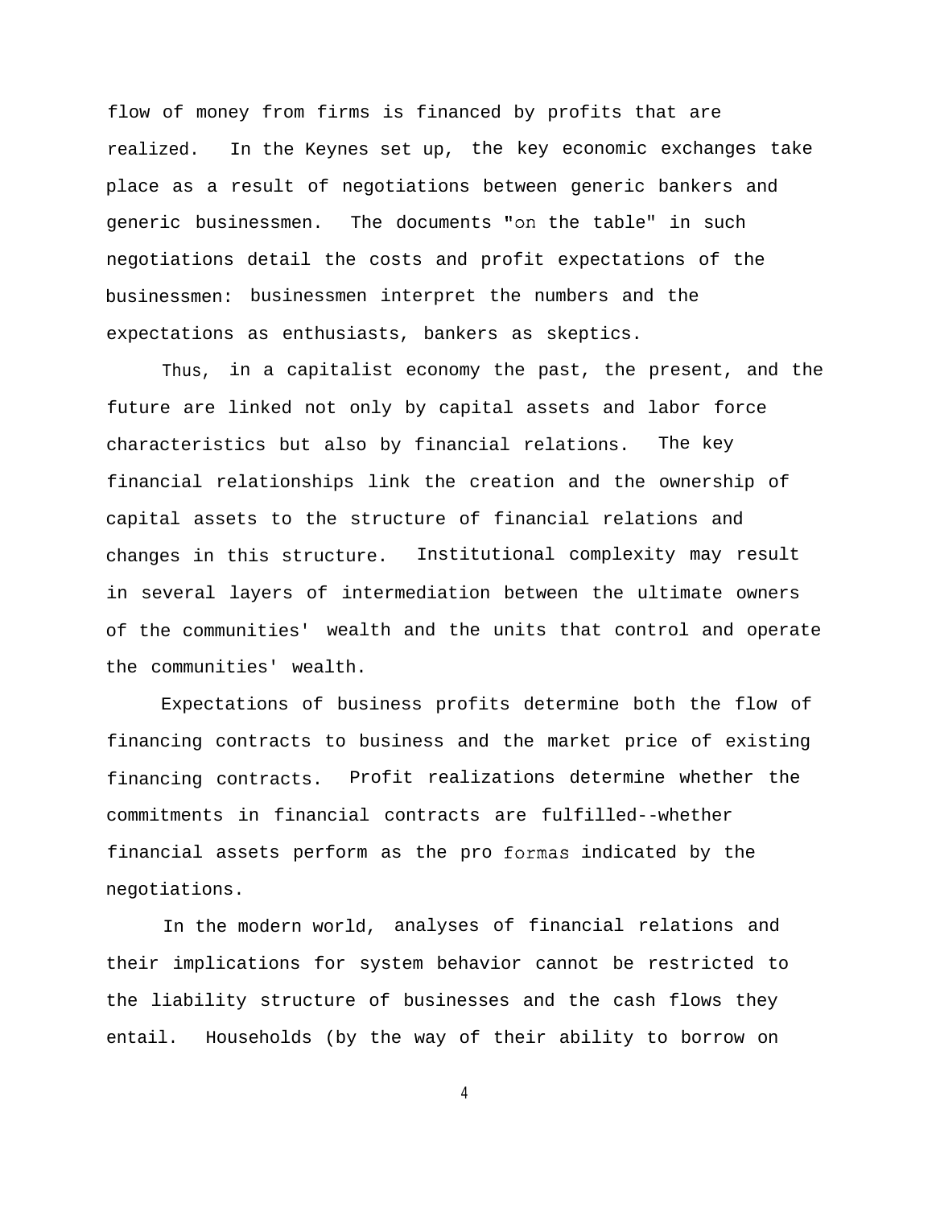flow of money from firms is financed by profits that are realized. In the Keynes set up, the key economic exchanges take place as a result of negotiations between generic bankers and generic businessmen. The documents "on the table" in such negotiations detail the costs and profit expectations of the businessmen: businessmen interpret the numbers and the expectations as enthusiasts, bankers as skeptics.

Thus, in a capitalist economy the past, the present, and the future are linked not only by capital assets and labor force characteristics but also by financial relations. The key financial relationships link the creation and the ownership of capital assets to the structure of financial relations and changes in this structure. Institutional complexity may result in several layers of intermediation between the ultimate owners of the communities' wealth and the units that control and operate the communities' wealth.

Expectations of business profits determine both the flow of financing contracts to business and the market price of existing financing contracts. Profit realizations determine whether the commitments in financial contracts are fulfilled--whether financial assets perform as the pro formas indicated by the negotiations.

In the modern world, analyses of financial relations and their implications for system behavior cannot be restricted to the liability structure of businesses and the cash flows they entail. Households (by the way of their ability to borrow on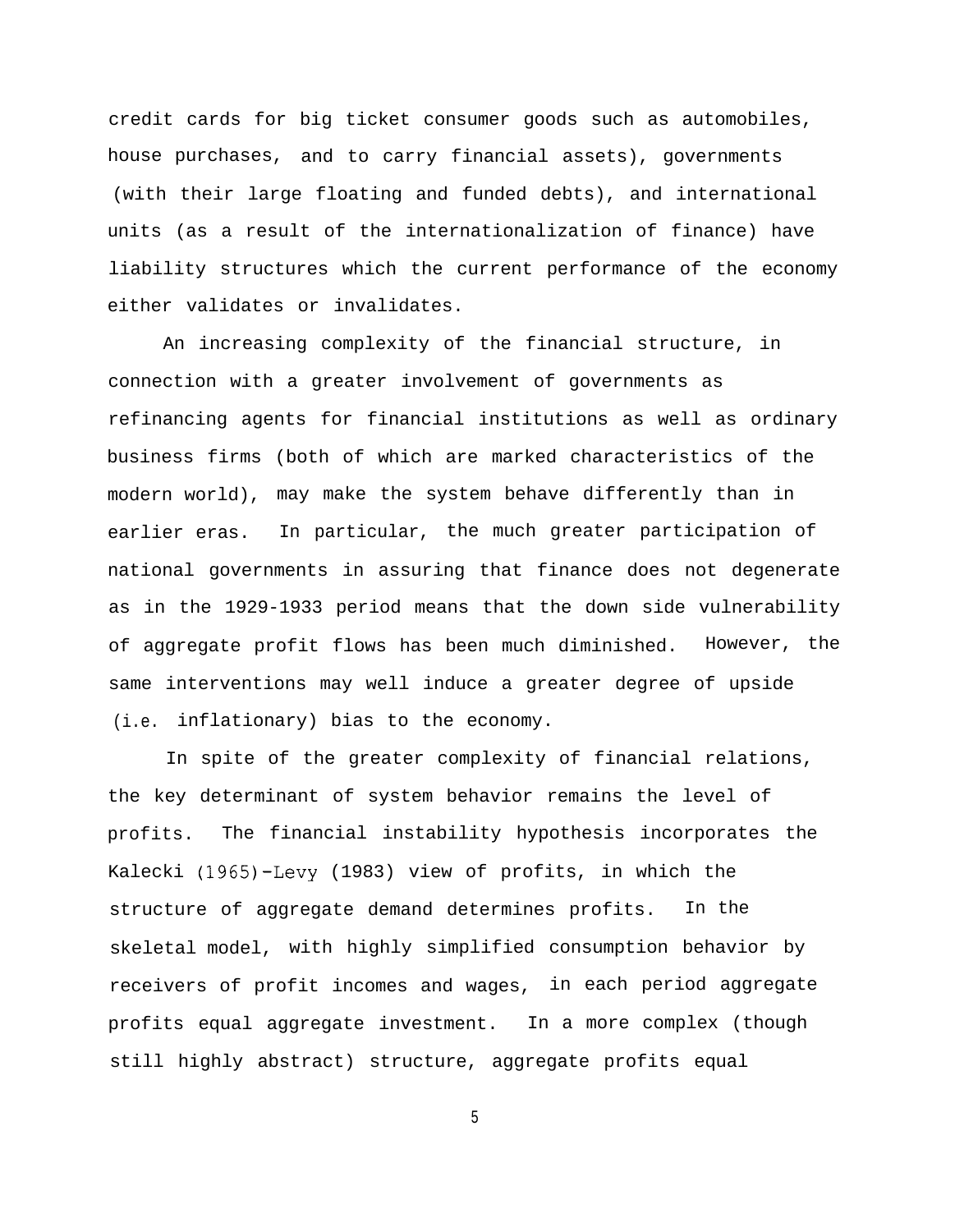credit cards for big ticket consumer goods such as automobiles, house purchases, and to carry financial assets), governments (with their large floating and funded debts), and international units (as a result of the internationalization of finance) have liability structures which the current performance of the economy either validates or invalidates.

An increasing complexity of the financial structure, in connection with a greater involvement of governments as refinancing agents for financial institutions as well as ordinary business firms (both of which are marked characteristics of the modern world), may make the system behave differently than in earlier eras. In particular, the much greater participation of national governments in assuring that finance does not degenerate as in the 1929-1933 period means that the down side vulnerability of aggregate profit flows has been much diminished. However, the same interventions may well induce a greater degree of upside (i.e. inflationary) bias to the economy.

In spite of the greater complexity of financial relations, the key determinant of system behavior remains the level of profits. The financial instability hypothesis incorporates the Kalecki (1965)-Levy (1983) view of profits, in which the structure of aggregate demand determines profits. In the skeletal model, with highly simplified consumption behavior by receivers of profit incomes and wages, in each period aggregate profits equal aggregate investment. In a more complex (though still highly abstract) structure, aggregate profits equal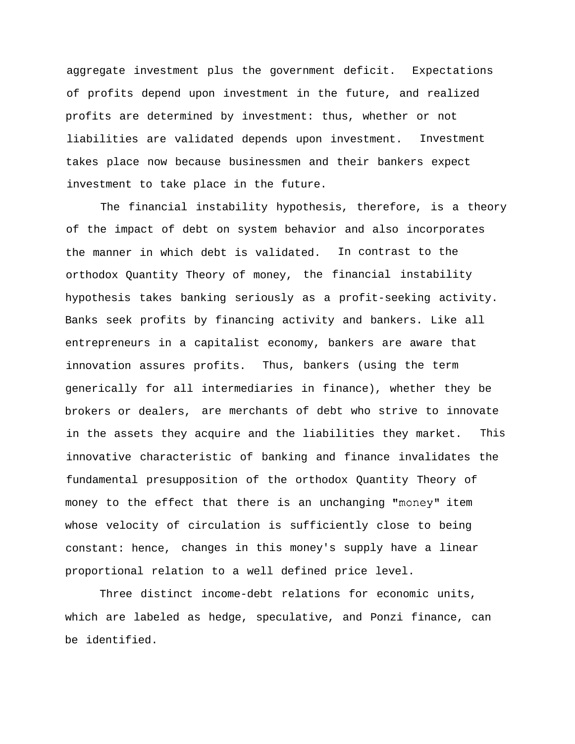aggregate investment plus the government deficit. Expectations of profits depend upon investment in the future, and realized profits are determined by investment: thus, whether or not liabilities are validated depends upon investment. Investment takes place now because businessmen and their bankers expect investment to take place in the future.

The financial instability hypothesis, therefore, is a theory of the impact of debt on system behavior and also incorporates the manner in which debt is validated. In contrast to the orthodox Quantity Theory of money, the financial instability hypothesis takes banking seriously as a profit-seeking activity. Banks seek profits by financing activity and bankers. Like all entrepreneurs in a capitalist economy, bankers are aware that innovation assures profits. Thus, bankers (using the term generically for all intermediaries in finance), whether they be brokers or dealers, are merchants of debt who strive to innovate in the assets they acquire and the liabilities they market. This innovative characteristic of banking and finance invalidates the fundamental presupposition of the orthodox Quantity Theory of money to the effect that there is an unchanging "money" item whose velocity of circulation is sufficiently close to being constant: hence, changes in this money's supply have a linear proportional relation to a well defined price level.

Three distinct income-debt relations for economic units, which are labeled as hedge, speculative, and Ponzi finance, can be identified.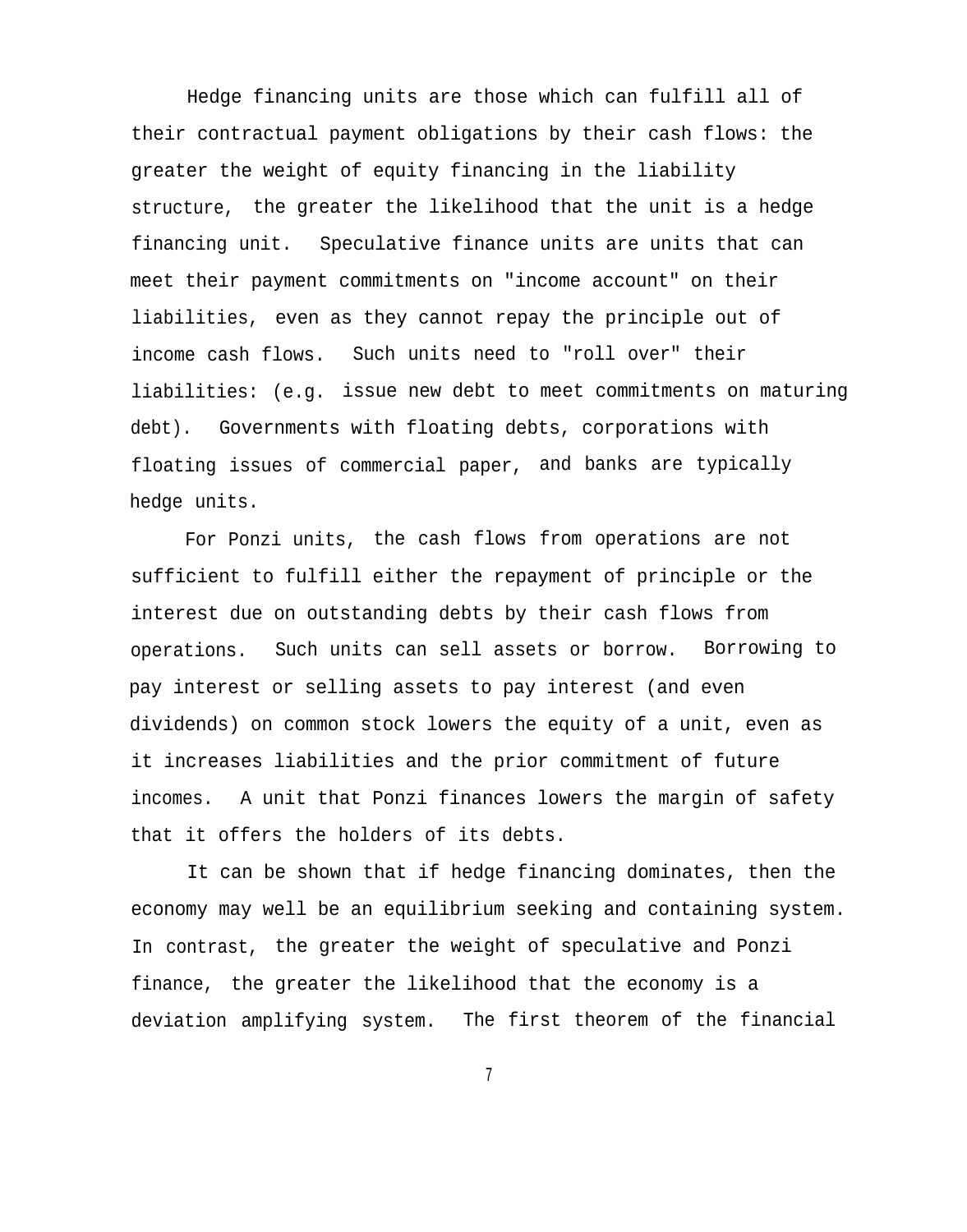Hedge financing units are those which can fulfill all of their contractual payment obligations by their cash flows: the greater the weight of equity financing in the liability structure, the greater the likelihood that the unit is a hedge financing unit. Speculative finance units are units that can meet their payment commitments on "income account" on their liabilities, even as they cannot repay the principle out of income cash flows. Such units need to "roll over" their liabilities: (e.g. issue new debt to meet commitments on maturing debt). Governments with floating debts, corporations with floating issues of commercial paper, and banks are typically hedge units.

For Ponzi units, the cash flows from operations are not sufficient to fulfill either the repayment of principle or the interest due on outstanding debts by their cash flows from operations. Such units can sell assets or borrow. Borrowing to pay interest or selling assets to pay interest (and even dividends) on common stock lowers the equity of a unit, even as it increases liabilities and the prior commitment of future incomes. A unit that Ponzi finances lowers the margin of safety that it offers the holders of its debts.

It can be shown that if hedge financing dominates, then the economy may well be an equilibrium seeking and containing system. In contrast, the greater the weight of speculative and Ponzi finance, the greater the likelihood that the economy is a deviation amplifying system. The first theorem of the financial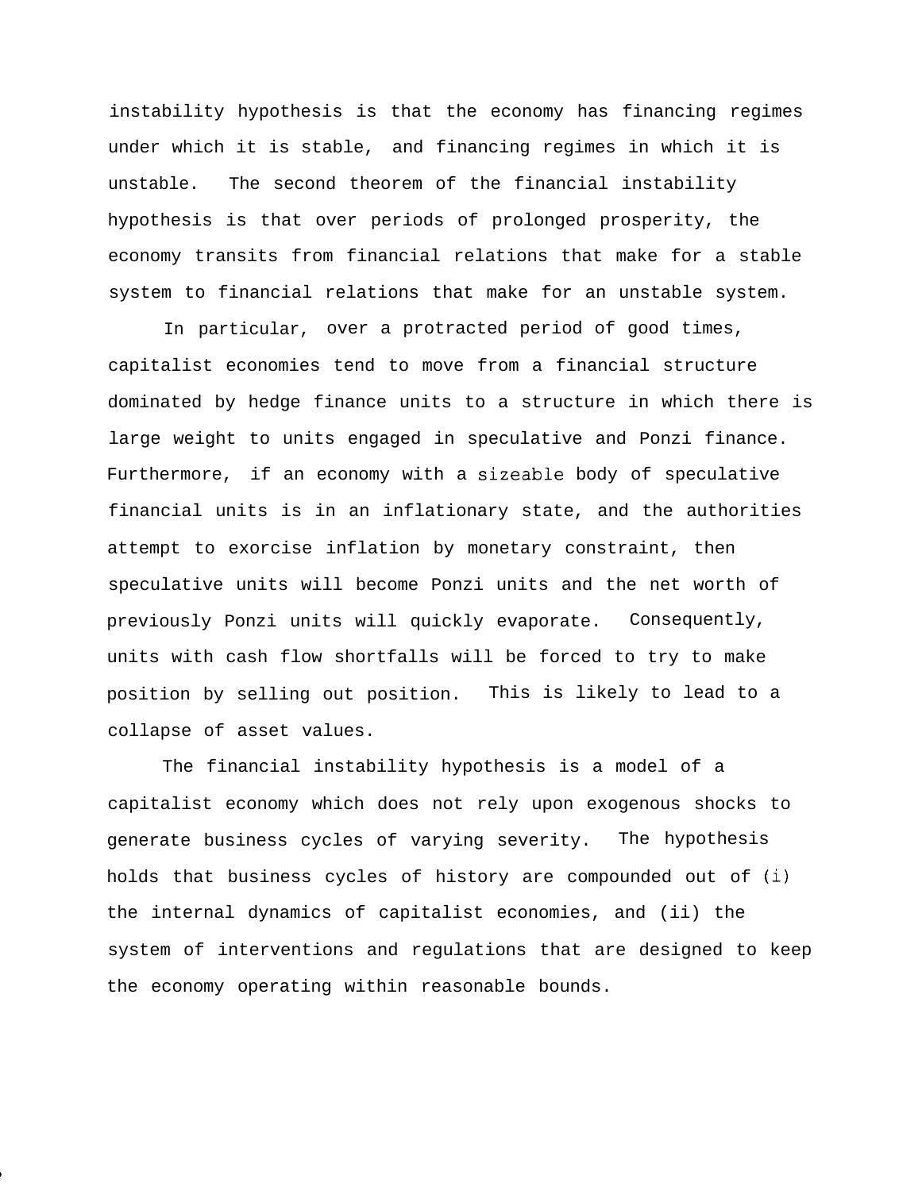instability hypothesis is that the economy has financing regimes under which it is stable, and financing regimes in which it is unstable. The second theorem of the financial instability hypothesis is that over periods of prolonged prosperity, the economy transits from financial relations that make for a stable system to financial relations that make for an unstable system.

In particular, over a protracted period of good times, capitalist economies tend to move from a financial structure dominated by hedge finance units to a structure in which there is large weight to units engaged in speculative and Ponzi finance. Furthermore, if an economy with a sizeable body of speculative financial units is in an inflationary state, and the authorities attempt to exorcise inflation by monetary constraint, then speculative units will become Ponzi units and the net worth of previously Ponzi units will quickly evaporate. Consequently, units with cash flow shortfalls will be forced to try to make position by selling out position. This is likely to lead to a collapse of asset values.

The financial instability hypothesis is a model of a capitalist economy which does not rely upon exogenous shocks to generate business cycles of varying severity. The hypothesis holds that business cycles of history are compounded out of (i) the internal dynamics of capitalist economies, and (ii) the system of interventions and regulations that are designed to keep the economy operating within reasonable bounds.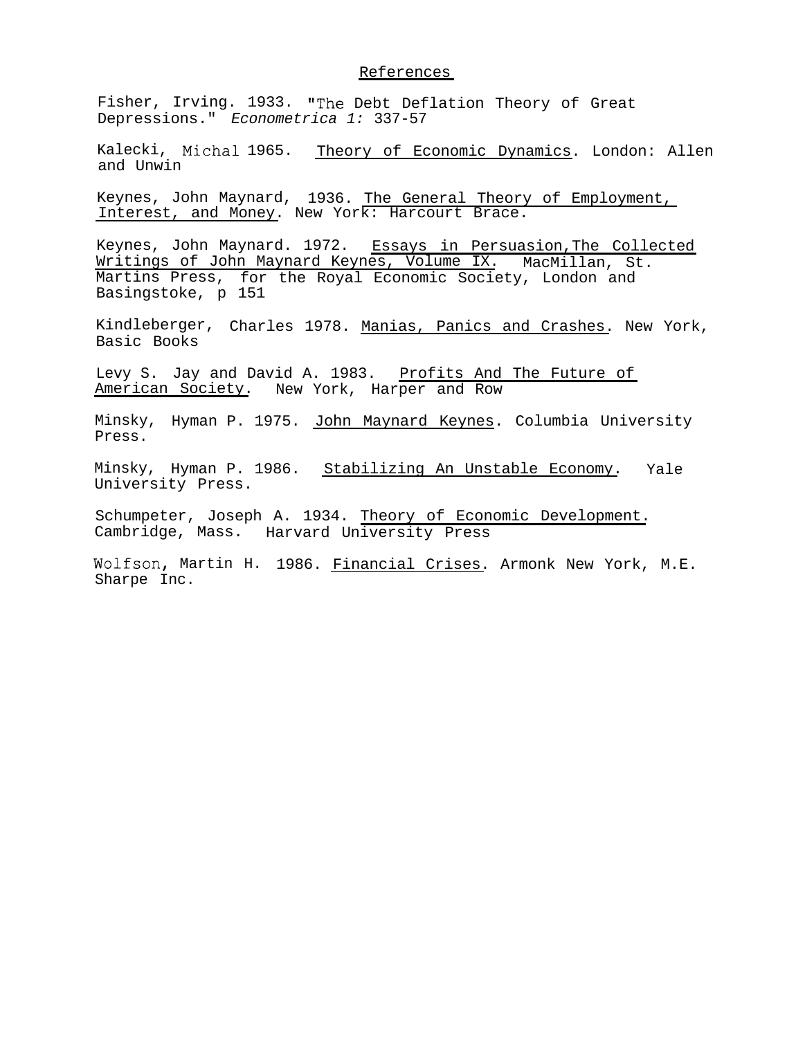## References

Fisher, Irving. 1933. "The Debt Deflation Theory of Great Depressions." *Econometrica 1:* 337-57

Kalecki, Michal 1965. Theory of Economic Dynamics. London: Allen and Unwin

Keynes, John Maynard, 1936. The General Theory of Employment, Interest, and Money. New York: Harcourt Brace.

Keynes, John Maynard. 1972. Essays in Persuasion,The Collected Writings of John Maynard Keynes, Volume IX. MacMillan, St. Martins Press, for the Royal Economic Society, London and Basingstoke, p 151

Kindleberger, Charles 1978. Manias, Panics and Crashes. New York, Basic Books

Levy S. Jay and David A. 1983. Profits And The Future of American Society. New York, Harper and Row

Minsky, Hyman P. 1975. John Maynard Keynes. Columbia University Press.

Minsky, Hyman P. 1986. Stabilizing An Unstable Economy. Yale University Press.

Schumpeter, Joseph A. 1934. Theory of Economic Development. Cambridge, Mass. Harvard University Press

Wolfson, Martin H. 1986. Financial Crises. Armonk New York, M.E. Sharpe Inc.